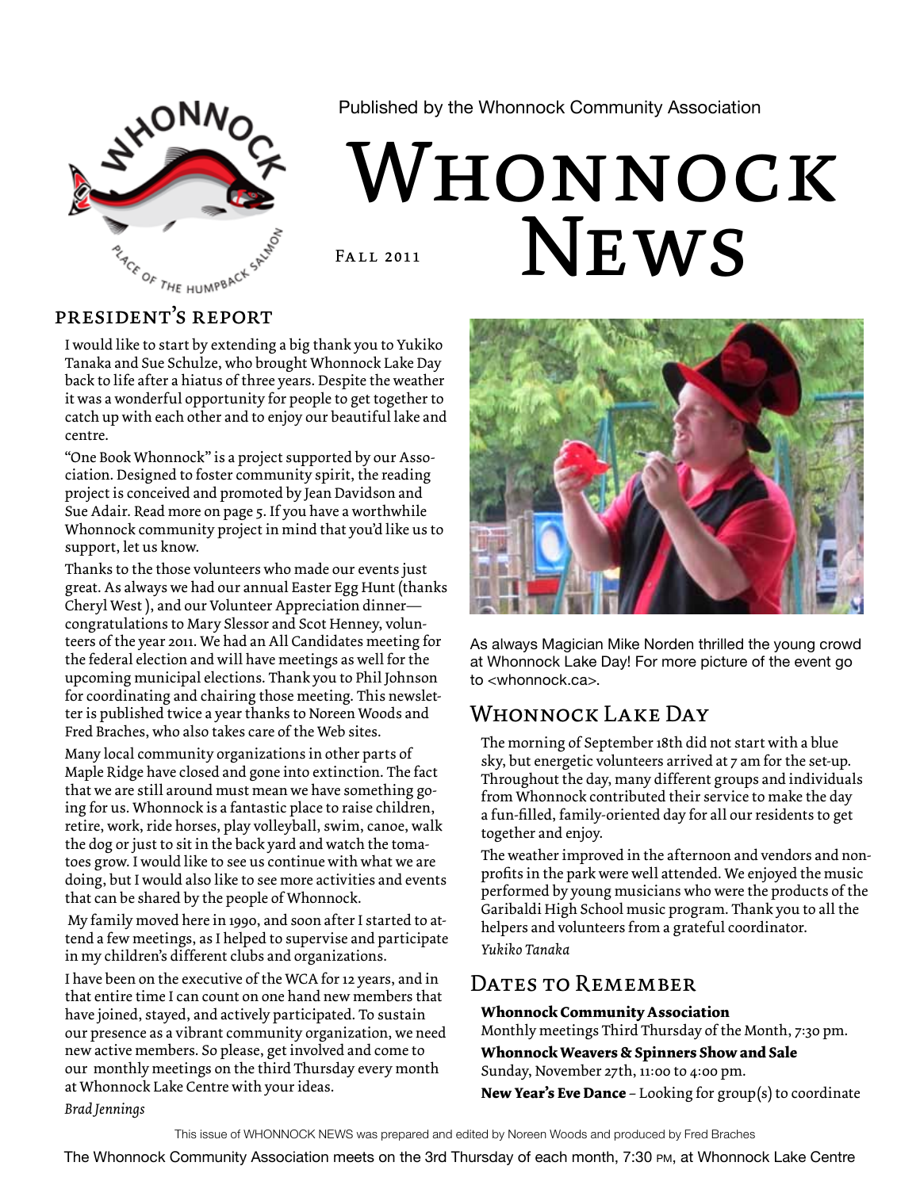Published by the Whonnock Community Association

# Whonnock News

Fall 2011

## President's Report

I would like to start by extending a big thank you to Yukiko Tanaka and Sue Schulze, who brought Whonnock Lake Day back to life after a hiatus of three years. Despite the weather it was a wonderful opportunity for people to get together to catch up with each other and to enjoy our beautiful lake and centre.

"One Book Whonnock" is a project supported by our Association. Designed to foster community spirit, the reading project is conceived and promoted by Jean Davidson and Sue Adair. Read more on page 5. If you have a worthwhile Whonnock community project in mind that you'd like us to support, let us know.

Thanks to the those volunteers who made our events just great. As always we had our annual Easter Egg Hunt (thanks Cheryl West ), and our Volunteer Appreciation dinner—congratulations to Mary Slessor and Scot Henney, volunteers of the year 2011. We had an All Candidates meeting for the federal election and will have meetings as well for the upcoming municipal elections. Thank you to Phil Johnson for coordinating and chairing those meeting. This newsletter is published twice a year thanks to Noreen Woods and Fred Braches, who also takes care of the Web sites.

Many local community organizations in other parts of Maple Ridge have closed and gone into extinction. The fact that we are still around must mean we have something going for us. Whonnock is a fantastic place to raise children, retire, work, ride horses, play volleyball, swim, canoe, walk the dog or just to sit in the back yard and watch the tomatoes grow. I would like to see us continue with what we are doing, but I would also like to see more activities and events that can be shared by the people of Whonnock.

My family moved here in 1990, and soon after I started to attend a few meetings, as I helped to supervise and participate in my children's different clubs and organizations.

I have been on the executive of the WCA for 12 years, and in that entire time I can count on one hand new members that have joined, stayed, and actively participated. To sustain our presence as a vibrant community organization, we need new active members. So please, get involved and come to our monthly meetings on the third Thursday every month at Whonnock Lake Centre with your ideas.

*Brad Jennings*

As always Magician Mike Norden thrilled the young crowd at Whonnock Lake Day! For more picture of the event go to <whonnock.ca>.

## Whonnock Lake Day

The morning of September 18th did not start with a blue sky, but energetic volunteers arrived at 7 am for the set-up. Throughout the day, many different groups and individuals from Whonnock contributed their service to make the day a fun-filled, family-oriented day for all our residents to get together and enjoy.

The weather improved in the afternoon and vendors and non-profits in the park were well attended. We enjoyed the music performed by young musicians who were the products of the Garibaldi High School music program. Thank you to all the helpers and volunteers from a grateful coordinator.

*Yukiko Tanaka*

## Dates to Remember

**Whonnock Community Association**
Monthly meetings Third Thursday of the Month, 7:30 pm.

**Whonnock Weavers & Spinners Show and Sale**
Sunday, November 27th, 11:00 to 4:00 pm.

**New Year's Eve Dance** – Looking for group(s) to coordinate

This issue of WHONNOCK NEWS was prepared and edited by Noreen Woods and produced by Fred Braches

The Whonnock Community Association meets on the 3rd Thursday of each month, 7:30 PM, at Whonnock Lake Centre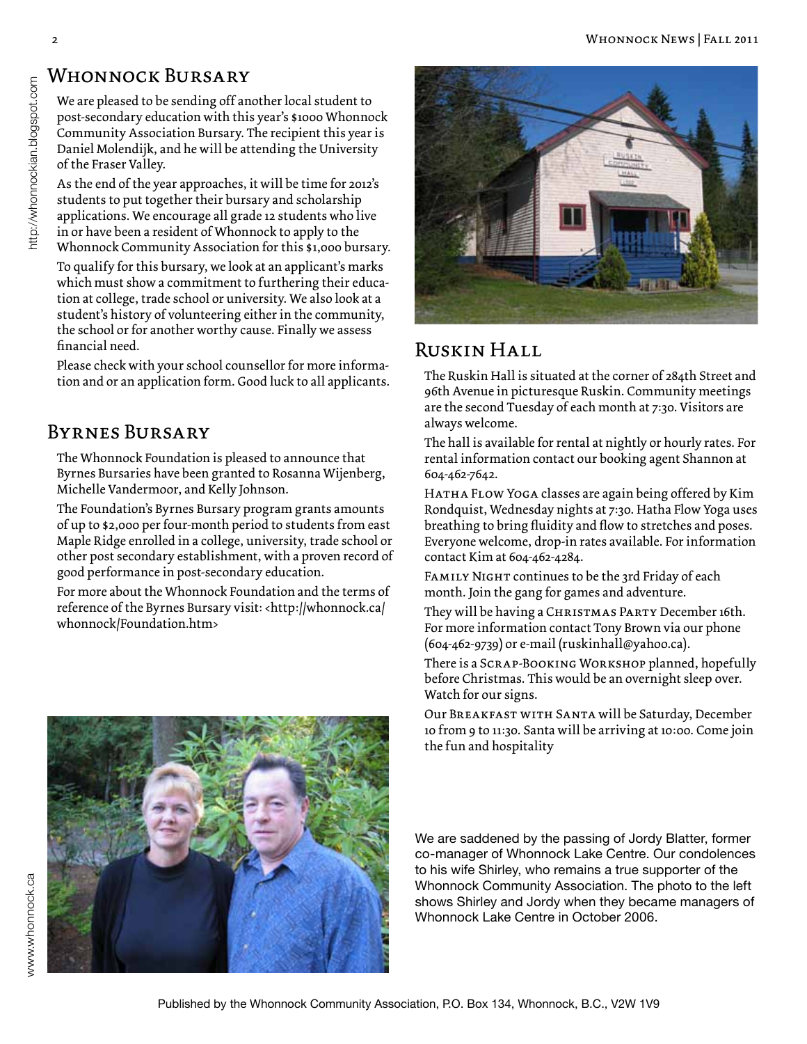## Whonnock Bursary

We are pleased to be sending off another local student to post-secondary education with this year's $1000 Whonnock Community Association Bursary. The recipient this year is Daniel Molendijk, and he will be attending the University of the Fraser Valley.

As the end of the year approaches, it will be time for 2012's students to put together their bursary and scholarship applications. We encourage all grade 12 students who live in or have been a resident of Whonnock to apply to the Whonnock Community Association for this $1,000 bursary.

To qualify for this bursary, we look at an applicant's marks which must show a commitment to furthering their education at college, trade school or university. We also look at a student's history of volunteering either in the community, the school or for another worthy cause. Finally we assess financial need.

Please check with your school counsellor for more information and or an application form. Good luck to all applicants.

## Byrnes Bursary

The Whonnock Foundation is pleased to announce that Byrnes Bursaries have been granted to Rosanna Wijenberg, Michelle Vandermoor, and Kelly Johnson.

The Foundation's Byrnes Bursary program grants amounts of up to $2,000 per four-month period to students from east Maple Ridge enrolled in a college, university, trade school or other post secondary establishment, with a proven record of good performance in post-secondary education.

For more about the Whonnock Foundation and the terms of reference of the Byrnes Bursary visit: <http://whonnock.ca/whonnock/Foundation.htm>

## Ruskin Hall

The Ruskin Hall is situated at the corner of 284th Street and 96th Avenue in picturesque Ruskin. Community meetings are the second Tuesday of each month at 7:30. Visitors are always welcome.

The hall is available for rental at nightly or hourly rates. For rental information contact our booking agent Shannon at 604-462-7642.

Hatha Flow Yoga classes are again being offered by Kim Rondquist, Wednesday nights at 7:30. Hatha Flow Yoga uses breathing to bring fluidity and flow to stretches and poses. Everyone welcome, drop-in rates available. For information contact Kim at 604-462-4284.

Family Night continues to be the 3rd Friday of each month. Join the gang for games and adventure.

They will be having a Christmas Party December 16th. For more information contact Tony Brown via our phone (604-462-9739) or e-mail (ruskinhall@yahoo.ca).

There is a Scrap-Booking Workshop planned, hopefully before Christmas. This would be an overnight sleep over. Watch for our signs.

Our Breakfast with Santa will be Saturday, December 10 from 9 to 11:30. Santa will be arriving at 10:00. Come join the fun and hospitality

We are saddened by the passing of Jordy Blatter, former co-manager of Whonnock Lake Centre. Our condolences to his wife Shirley, who remains a true supporter of the Whonnock Community Association. The photo to the left shows Shirley and Jordy when they became managers of Whonnock Lake Centre in October 2006.

Published by the Whonnock Community Association, P.O. Box 134, Whonnock, B.C., V2W 1V9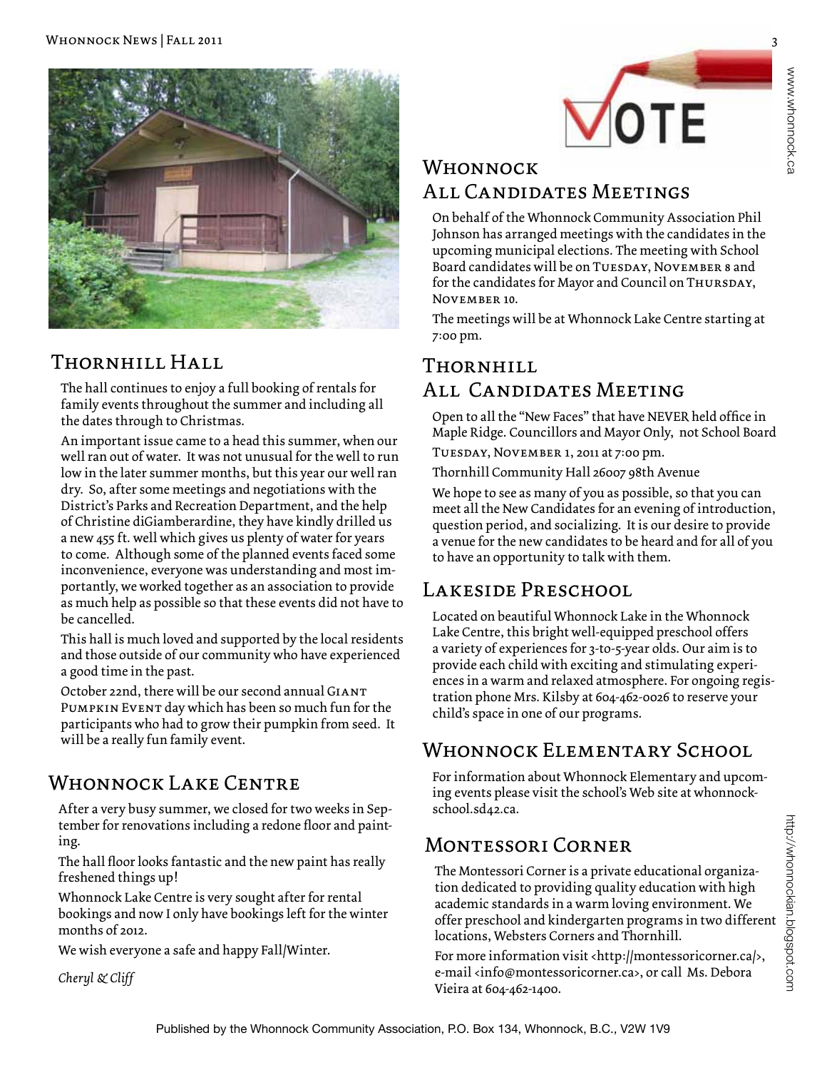## Thornhill Hall

The hall continues to enjoy a full booking of rentals for family events throughout the summer and including all the dates through to Christmas.

An important issue came to a head this summer, when our well ran out of water. It was not unusual for the well to run low in the later summer months, but this year our well ran dry. So, after some meetings and negotiations with the District's Parks and Recreation Department, and the help of Christine diGiamberardine, they have kindly drilled us a new 455 ft. well which gives us plenty of water for years to come. Although some of the planned events faced some inconvenience, everyone was understanding and most importantly, we worked together as an association to provide as much help as possible so that these events did not have to be cancelled.

This hall is much loved and supported by the local residents and those outside of our community who have experienced a good time in the past.

October 22nd, there will be our second annual Giant Pumpkin Event day which has been so much fun for the participants who had to grow their pumpkin from seed. It will be a really fun family event.

## Whonnock Lake Centre

After a very busy summer, we closed for two weeks in September for renovations including a redone floor and painting.

The hall floor looks fantastic and the new paint has really freshened things up!

Whonnock Lake Centre is very sought after for rental bookings and now I only have bookings left for the winter months of 2012.

We wish everyone a safe and happy Fall/Winter.

*Cheryl & Cliff*

## Whonnock All Candidates Meetings

On behalf of the Whonnock Community Association Phil Johnson has arranged meetings with the candidates in the upcoming municipal elections. The meeting with School Board candidates will be on Tuesday, November 8 and for the candidates for Mayor and Council on Thursday, November 10.

The meetings will be at Whonnock Lake Centre starting at 7:00 pm.

## Thornhill All Candidates Meeting

Open to all the "New Faces" that have NEVER held office in Maple Ridge. Councillors and Mayor Only, not School Board

Tuesday, November 1, 2011 at 7:00 pm.

Thornhill Community Hall 26007 98th Avenue

We hope to see as many of you as possible, so that you can meet all the New Candidates for an evening of introduction, question period, and socializing. It is our desire to provide a venue for the new candidates to be heard and for all of you to have an opportunity to talk with them.

## Lakeside Preschool

Located on beautiful Whonnock Lake in the Whonnock Lake Centre, this bright well-equipped preschool offers a variety of experiences for 3-to-5-year olds. Our aim is to provide each child with exciting and stimulating experiences in a warm and relaxed atmosphere. For ongoing registration phone Mrs. Kilsby at 604-462-0026 to reserve your child's space in one of our programs.

## Whonnock Elementary School

For information about Whonnock Elementary and upcoming events please visit the school's Web site at whonnockschool.sd42.ca.

## Montessori Corner

The Montessori Corner is a private educational organization dedicated to providing quality education with high academic standards in a warm loving environment. We offer preschool and kindergarten programs in two different locations, Websters Corners and Thornhill.

For more information visit <http://montessoricorner.ca/>, e-mail <info@montessoricorner.ca>, or call Ms. Debora Vieira at 604-462-1400.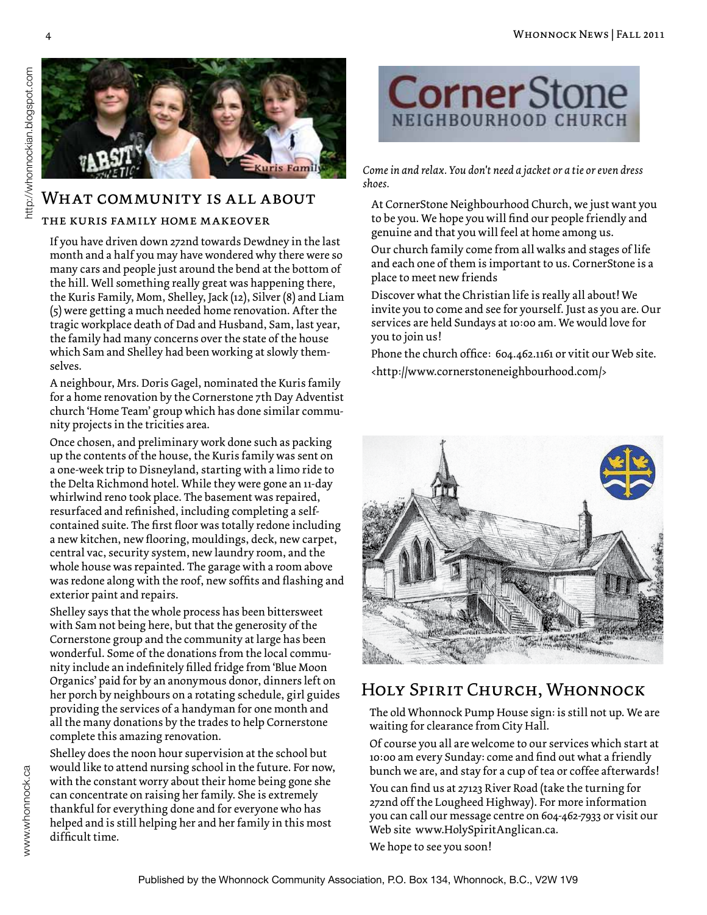## What community is all about

### the kuris family home makeover

If you have driven down 272nd towards Dewdney in the last month and a half you may have wondered why there were so many cars and people just around the bend at the bottom of the hill. Well something really great was happening there, the Kuris Family, Mom, Shelley, Jack (12), Silver (8) and Liam (5) were getting a much needed home renovation. After the tragic workplace death of Dad and Husband, Sam, last year, the family had many concerns over the state of the house which Sam and Shelley had been working at slowly themselves.

A neighbour, Mrs. Doris Gagel, nominated the Kuris family for a home renovation by the Cornerstone 7th Day Adventist church 'Home Team' group which has done similar community projects in the tricities area.

Once chosen, and preliminary work done such as packing up the contents of the house, the Kuris family was sent on a one-week trip to Disneyland, starting with a limo ride to the Delta Richmond hotel. While they were gone an 11-day whirlwind reno took place. The basement was repaired, resurfaced and refinished, including completing a self-contained suite. The first floor was totally redone including a new kitchen, new flooring, mouldings, deck, new carpet, central vac, security system, new laundry room, and the whole house was repainted. The garage with a room above was redone along with the roof, new soffits and flashing and exterior paint and repairs.

Shelley says that the whole process has been bittersweet with Sam not being here, but that the generosity of the Cornerstone group and the community at large has been wonderful. Some of the donations from the local community include an indefinitely filled fridge from 'Blue Moon Organics' paid for by an anonymous donor, dinners left on her porch by neighbours on a rotating schedule, girl guides providing the services of a handyman for one month and all the many donations by the trades to help Cornerstone complete this amazing renovation.

Shelley does the noon hour supervision at the school but would like to attend nursing school in the future. For now, with the constant worry about their home being gone she can concentrate on raising her family. She is extremely thankful for everything done and for everyone who has helped and is still helping her and her family in this most difficult time.

**CornerStone NEIGHBOURHOOD CHURCH**

*Come in and relax. You don't need a jacket or a tie or even dress shoes.*

At CornerStone Neighbourhood Church, we just want you to be you. We hope you will find our people friendly and genuine and that you will feel at home among us.

Our church family come from all walks and stages of life and each one of them is important to us. CornerStone is a place to meet new friends

Discover what the Christian life is really all about! We invite you to come and see for yourself. Just as you are. Our services are held Sundays at 10:00 am. We would love for you to join us!

Phone the church office: 604.462.1161 or vitit our Web site.

<http://www.cornerstoneneighbourhood.com/>

## Holy Spirit Church, Whonnock

The old Whonnock Pump House sign: is still not up. We are waiting for clearance from City Hall.

Of course you all are welcome to our services which start at 10:00 am every Sunday: come and find out what a friendly bunch we are, and stay for a cup of tea or coffee afterwards!

You can find us at 27123 River Road (take the turning for 272nd off the Lougheed Highway). For more information you can call our message centre on 604-462-7933 or visit our Web site www.HolySpiritAnglican.ca.

We hope to see you soon!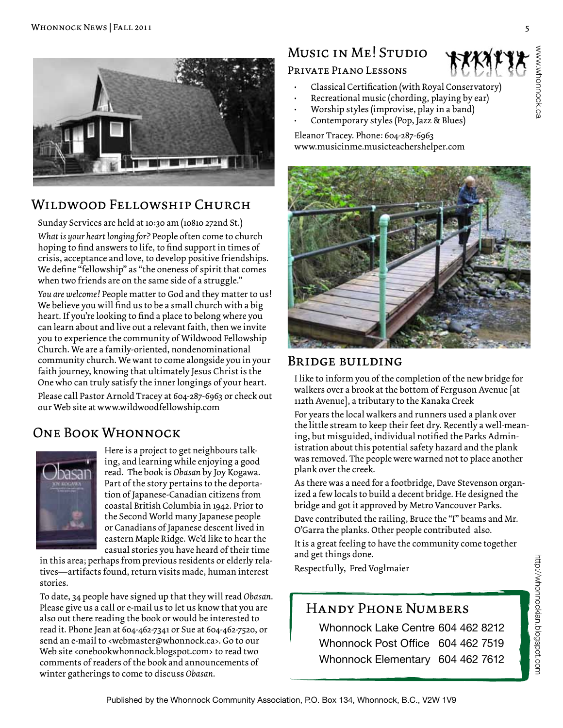## Wildwood Fellowship Church

Sunday Services are held at 10:30 am (10810 272nd St.)

*What is your heart longing for?* People often come to church hoping to find answers to life, to find support in times of crisis, acceptance and love, to develop positive friendships. We define "fellowship" as "the oneness of spirit that comes when two friends are on the same side of a struggle."

*You are welcome!* People matter to God and they matter to us! We believe you will find us to be a small church with a big heart. If you're looking to find a place to belong where you can learn about and live out a relevant faith, then we invite you to experience the community of Wildwood Fellowship Church. We are a family-oriented, nondenominational community church. We want to come alongside you in your faith journey, knowing that ultimately Jesus Christ is the One who can truly satisfy the inner longings of your heart.

Please call Pastor Arnold Tracey at 604-287-6963 or check out our Web site at www.wildwoodfellowship.com

## One Book Whonnock

Here is a project to get neighbours talking, and learning while enjoying a good read. The book is *Obasan* by Joy Kogawa. Part of the story pertains to the deportation of Japanese-Canadian citizens from coastal British Columbia in 1942. Prior to the Second World many Japanese people or Canadians of Japanese descent lived in eastern Maple Ridge. We'd like to hear the casual stories you have heard of their time in this area; perhaps from previous residents or elderly relatives—artifacts found, return visits made, human interest stories.

To date, 34 people have signed up that they will read *Obasan*. Please give us a call or e-mail us to let us know that you are also out there reading the book or would be interested to read it. Phone Jean at 604-462-7341 or Sue at 604-462-7520, or send an e-mail to <webmaster@whonnock.ca>. Go to our Web site <onebookwhonnock.blogspot.com> to read two comments of readers of the book and announcements of winter gatherings to come to discuss *Obasan*.

## Music in Me! Studio

### Private Piano Lessons

- Classical Certification (with Royal Conservatory)
- Recreational music (chording, playing by ear)
- Worship styles (improvise, play in a band)
- Contemporary styles (Pop, Jazz & Blues)

Eleanor Tracey. Phone: 604-287-6963
www.musicinme.musicteachershelper.com

## Bridge building

I like to inform you of the completion of the new bridge for walkers over a brook at the bottom of Ferguson Avenue [at 112th Avenue], a tributary to the Kanaka Creek

For years the local walkers and runners used a plank over the little stream to keep their feet dry. Recently a well-meaning, but misguided, individual notified the Parks Administration about this potential safety hazard and the plank was removed. The people were warned not to place another plank over the creek.

As there was a need for a footbridge, Dave Stevenson organized a few locals to build a decent bridge. He designed the bridge and got it approved by Metro Vancouver Parks.

Dave contributed the railing, Bruce the "I" beams and Mr. O'Garra the planks. Other people contributed also.

It is a great feeling to have the community come together and get things done.

Respectfully, Fred Voglmaier

## Handy Phone Numbers

Whonnock Lake Centre 604 462 8212
Whonnock Post Office 604 462 7519
Whonnock Elementary 604 462 7612

Published by the Whonnock Community Association, P.O. Box 134, Whonnock, B.C., V2W 1V9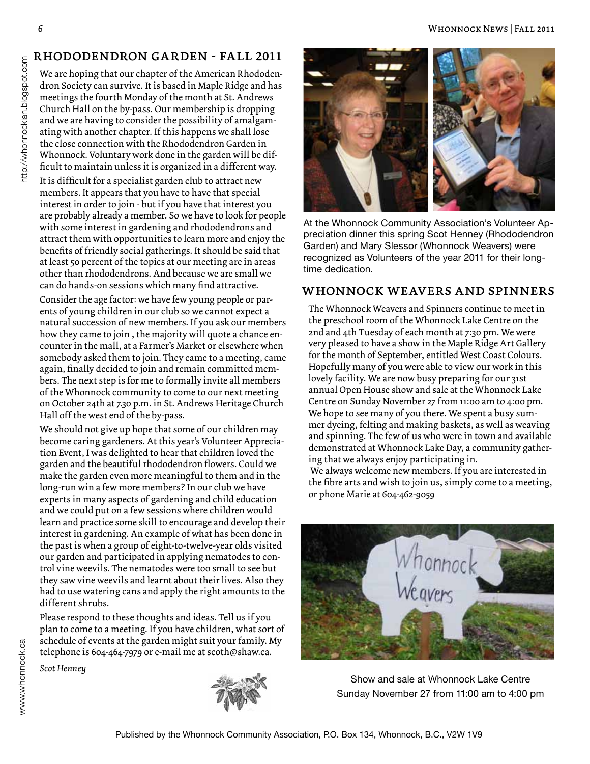## RHODODENDRON GARDEN - FALL 2011

We are hoping that our chapter of the American Rhododendron Society can survive. It is based in Maple Ridge and has meetings the fourth Monday of the month at St. Andrews Church Hall on the by-pass. Our membership is dropping and we are having to consider the possibility of amalgamating with another chapter. If this happens we shall lose the close connection with the Rhododendron Garden in Whonnock. Voluntary work done in the garden will be difficult to maintain unless it is organized in a different way.

It is difficult for a specialist garden club to attract new members. It appears that you have to have that special interest in order to join - but if you have that interest you are probably already a member. So we have to look for people with some interest in gardening and rhododendrons and attract them with opportunities to learn more and enjoy the benefits of friendly social gatherings. It should be said that at least 50 percent of the topics at our meeting are in areas other than rhododendrons. And because we are small we can do hands-on sessions which many find attractive.

Consider the age factor: we have few young people or parents of young children in our club so we cannot expect a natural succession of new members. If you ask our members how they came to join , the majority will quote a chance encounter in the mall, at a Farmer's Market or elsewhere when somebody asked them to join. They came to a meeting, came again, finally decided to join and remain committed members. The next step is for me to formally invite all members of the Whonnock community to come to our next meeting on October 24th at 7.30 p.m. in St. Andrews Heritage Church Hall off the west end of the by-pass.

We should not give up hope that some of our children may become caring gardeners. At this year's Volunteer Appreciation Event, I was delighted to hear that children loved the garden and the beautiful rhododendron flowers. Could we make the garden even more meaningful to them and in the long-run win a few more members? In our club we have experts in many aspects of gardening and child education and we could put on a few sessions where children would learn and practice some skill to encourage and develop their interest in gardening. An example of what has been done in the past is when a group of eight-to-twelve-year olds visited our garden and participated in applying nematodes to control vine weevils. The nematodes were too small to see but they saw vine weevils and learnt about their lives. Also they had to use watering cans and apply the right amounts to the different shrubs.

Please respond to these thoughts and ideas. Tell us if you plan to come to a meeting. If you have children, what sort of schedule of events at the garden might suit your family. My telephone is 604-464-7979 or e-mail me at scoth@shaw.ca.

*Scot Henney*

At the Whonnock Community Association's Volunteer Appreciation dinner this spring Scot Henney (Rhododendron Garden) and Mary Slessor (Whonnock Weavers) were recognized as Volunteers of the year 2011 for their long-time dedication.

## WHONNOCK WEAVERS AND SPINNERS

The Whonnock Weavers and Spinners continue to meet in the preschool room of the Whonnock Lake Centre on the 2nd and 4th Tuesday of each month at 7:30 pm. We were very pleased to have a show in the Maple Ridge Art Gallery for the month of September, entitled West Coast Colours. Hopefully many of you were able to view our work in this lovely facility. We are now busy preparing for our 31st annual Open House show and sale at the Whonnock Lake Centre on Sunday November 27 from 11:00 am to 4:00 pm. We hope to see many of you there. We spent a busy summer dyeing, felting and making baskets, as well as weaving and spinning. The few of us who were in town and available demonstrated at Whonnock Lake Day, a community gathering that we always enjoy participating in.

We always welcome new members. If you are interested in the fibre arts and wish to join us, simply come to a meeting, or phone Marie at 604-462-9059

Show and sale at Whonnock Lake Centre
Sunday November 27 from 11:00 am to 4:00 pm

Published by the Whonnock Community Association, P.O. Box 134, Whonnock, B.C., V2W 1V9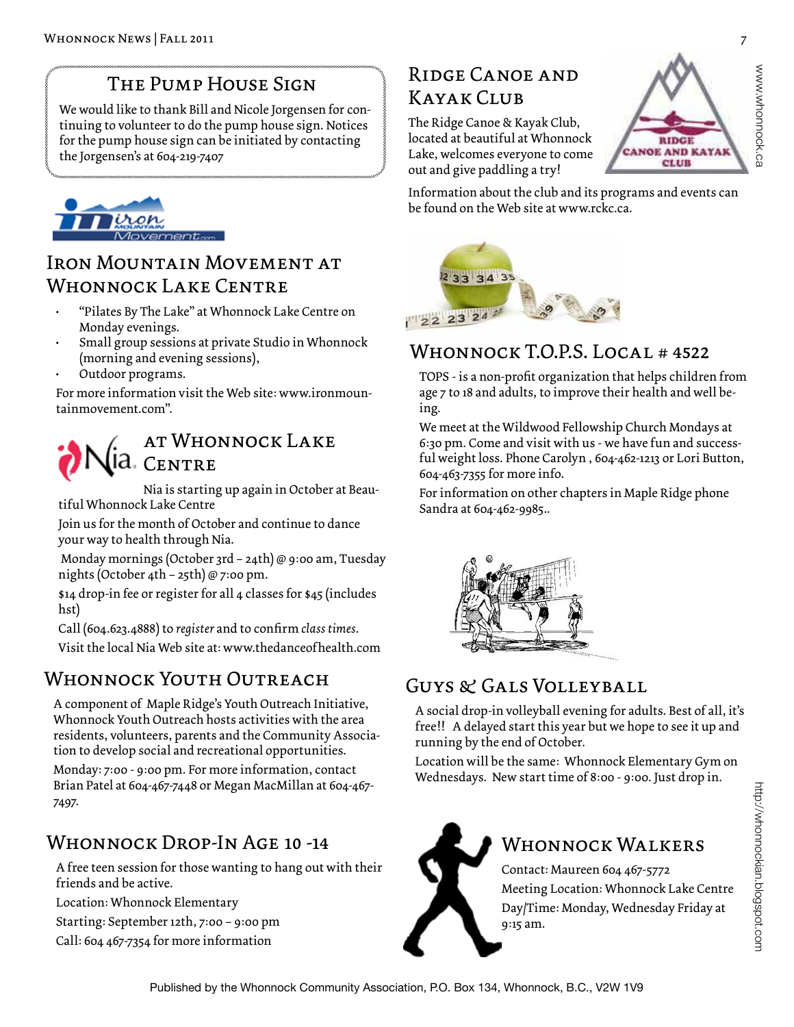## The Pump House Sign

We would like to thank Bill and Nicole Jorgensen for continuing to volunteer to do the pump house sign. Notices for the pump house sign can be initiated by contacting the Jorgensen's at 604-219-7407

## Iron Mountain Movement at Whonnock Lake Centre

- "Pilates By The Lake" at Whonnock Lake Centre on Monday evenings.
- Small group sessions at private Studio in Whonnock (morning and evening sessions),
- Outdoor programs.

For more information visit the Web site: www.ironmountainmovement.com".

## Nia at Whonnock Lake Centre

Nia is starting up again in October at Beautiful Whonnock Lake Centre

Join us for the month of October and continue to dance your way to health through Nia.

Monday mornings (October 3rd – 24th) @ 9:00 am, Tuesday nights (October 4th – 25th) @ 7:00 pm.

$14 drop-in fee or register for all 4 classes for $45 (includes hst)

Call (604.623.4888) to *register* and to confirm *class times*.

Visit the local Nia Web site at: www.thedanceofhealth.com

## Whonnock Youth Outreach

A component of Maple Ridge's Youth Outreach Initiative, Whonnock Youth Outreach hosts activities with the area residents, volunteers, parents and the Community Association to develop social and recreational opportunities.

Monday: 7:00 - 9:00 pm. For more information, contact Brian Patel at 604-467-7448 or Megan MacMillan at 604-467-7497.

## Whonnock Drop-In Age 10 -14

A free teen session for those wanting to hang out with their friends and be active.

Location: Whonnock Elementary

Starting: September 12th, 7:00 – 9:00 pm

Call: 604 467-7354 for more information

## Ridge Canoe and Kayak Club

The Ridge Canoe & Kayak Club, located at beautiful at Whonnock Lake, welcomes everyone to come out and give paddling a try!

Information about the club and its programs and events can be found on the Web site at www.rckc.ca.

## Whonnock T.O.P.S. Local # 4522

TOPS - is a non-profit organization that helps children from age 7 to 18 and adults, to improve their health and well being.

We meet at the Wildwood Fellowship Church Mondays at 6:30 pm. Come and visit with us - we have fun and successful weight loss. Phone Carolyn , 604-462-1213 or Lori Button, 604-463-7355 for more info.

For information on other chapters in Maple Ridge phone Sandra at 604-462-9985..

## Guys & Gals Volleyball

A social drop-in volleyball evening for adults. Best of all, it's free!! A delayed start this year but we hope to see it up and running by the end of October.

Location will be the same: Whonnock Elementary Gym on Wednesdays. New start time of 8:00 - 9:00. Just drop in.

## Whonnock Walkers

Contact: Maureen 604 467-5772

Meeting Location: Whonnock Lake Centre

Day/Time: Monday, Wednesday Friday at 9:15 am.

Published by the Whonnock Community Association, P.O. Box 134, Whonnock, B.C., V2W 1V9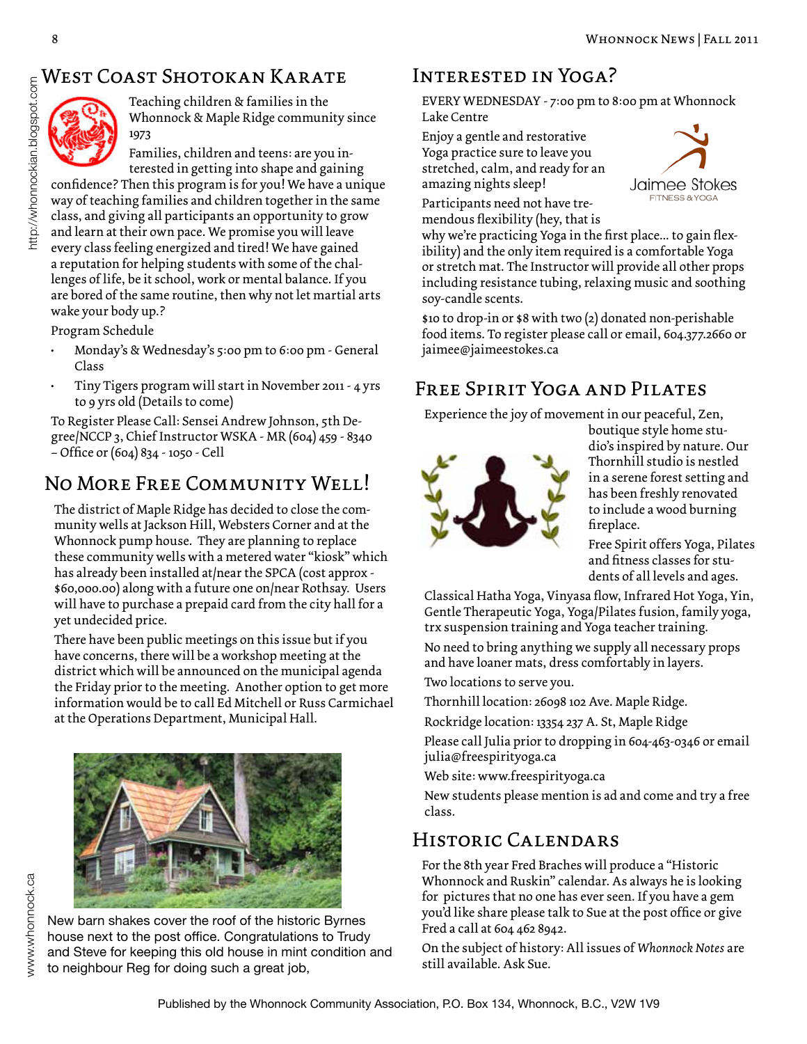## West Coast Shotokan Karate

Teaching children & families in the Whonnock & Maple Ridge community since 1973

Families, children and teens: are you interested in getting into shape and gaining confidence? Then this program is for you! We have a unique way of teaching families and children together in the same class, and giving all participants an opportunity to grow and learn at their own pace. We promise you will leave every class feeling energized and tired! We have gained a reputation for helping students with some of the challenges of life, be it school, work or mental balance. If you are bored of the same routine, then why not let martial arts wake your body up.?

Program Schedule

- Monday's & Wednesday's 5:00 pm to 6:00 pm - General Class
- Tiny Tigers program will start in November 2011 - 4 yrs to 9 yrs old (Details to come)

To Register Please Call: Sensei Andrew Johnson, 5th Degree/NCCP 3, Chief Instructor WSKA - MR (604) 459 - 8340 – Office or (604) 834 - 1050 - Cell

## No More Free Community Well!

The district of Maple Ridge has decided to close the community wells at Jackson Hill, Websters Corner and at the Whonnock pump house. They are planning to replace these community wells with a metered water "kiosk" which has already been installed at/near the SPCA (cost approx - $60,000.00) along with a future one on/near Rothsay. Users will have to purchase a prepaid card from the city hall for a yet undecided price.

There have been public meetings on this issue but if you have concerns, there will be a workshop meeting at the district which will be announced on the municipal agenda the Friday prior to the meeting. Another option to get more information would be to call Ed Mitchell or Russ Carmichael at the Operations Department, Municipal Hall.

New barn shakes cover the roof of the historic Byrnes house next to the post office. Congratulations to Trudy and Steve for keeping this old house in mint condition and to neighbour Reg for doing such a great job,

## Interested in Yoga?

EVERY WEDNESDAY - 7:00 pm to 8:00 pm at Whonnock Lake Centre

Enjoy a gentle and restorative Yoga practice sure to leave you stretched, calm, and ready for an amazing nights sleep!

Jaimee Stokes
FITNESS & YOGA

Participants need not have tremendous flexibility (hey, that is why we're practicing Yoga in the first place... to gain flexibility) and the only item required is a comfortable Yoga or stretch mat. The Instructor will provide all other props including resistance tubing, relaxing music and soothing soy-candle scents.

$10 to drop-in or $8 with two (2) donated non-perishable food items. To register please call or email, 604.377.2660 or jaimee@jaimeestokes.ca

## Free Spirit Yoga and Pilates

Experience the joy of movement in our peaceful, Zen, boutique style home studio's inspired by nature. Our Thornhill studio is nestled in a serene forest setting and has been freshly renovated to include a wood burning fireplace.

Free Spirit offers Yoga, Pilates and fitness classes for students of all levels and ages.

Classical Hatha Yoga, Vinyasa flow, Infrared Hot Yoga, Yin, Gentle Therapeutic Yoga, Yoga/Pilates fusion, family yoga, trx suspension training and Yoga teacher training.

No need to bring anything we supply all necessary props and have loaner mats, dress comfortably in layers.

Two locations to serve you.

Thornhill location: 26098 102 Ave. Maple Ridge.

Rockridge location: 13354 237 A. St, Maple Ridge

Please call Julia prior to dropping in 604-463-0346 or email julia@freespirityoga.ca

Web site: www.freespirityoga.ca

New students please mention is ad and come and try a free class.

## Historic Calendars

For the 8th year Fred Braches will produce a "Historic Whonnock and Ruskin" calendar. As always he is looking for pictures that no one has ever seen. If you have a gem you'd like share please talk to Sue at the post office or give Fred a call at 604 462 8942.

On the subject of history: All issues of *Whonnock Notes* are still available. Ask Sue.

Published by the Whonnock Community Association, P.O. Box 134, Whonnock, B.C., V2W 1V9